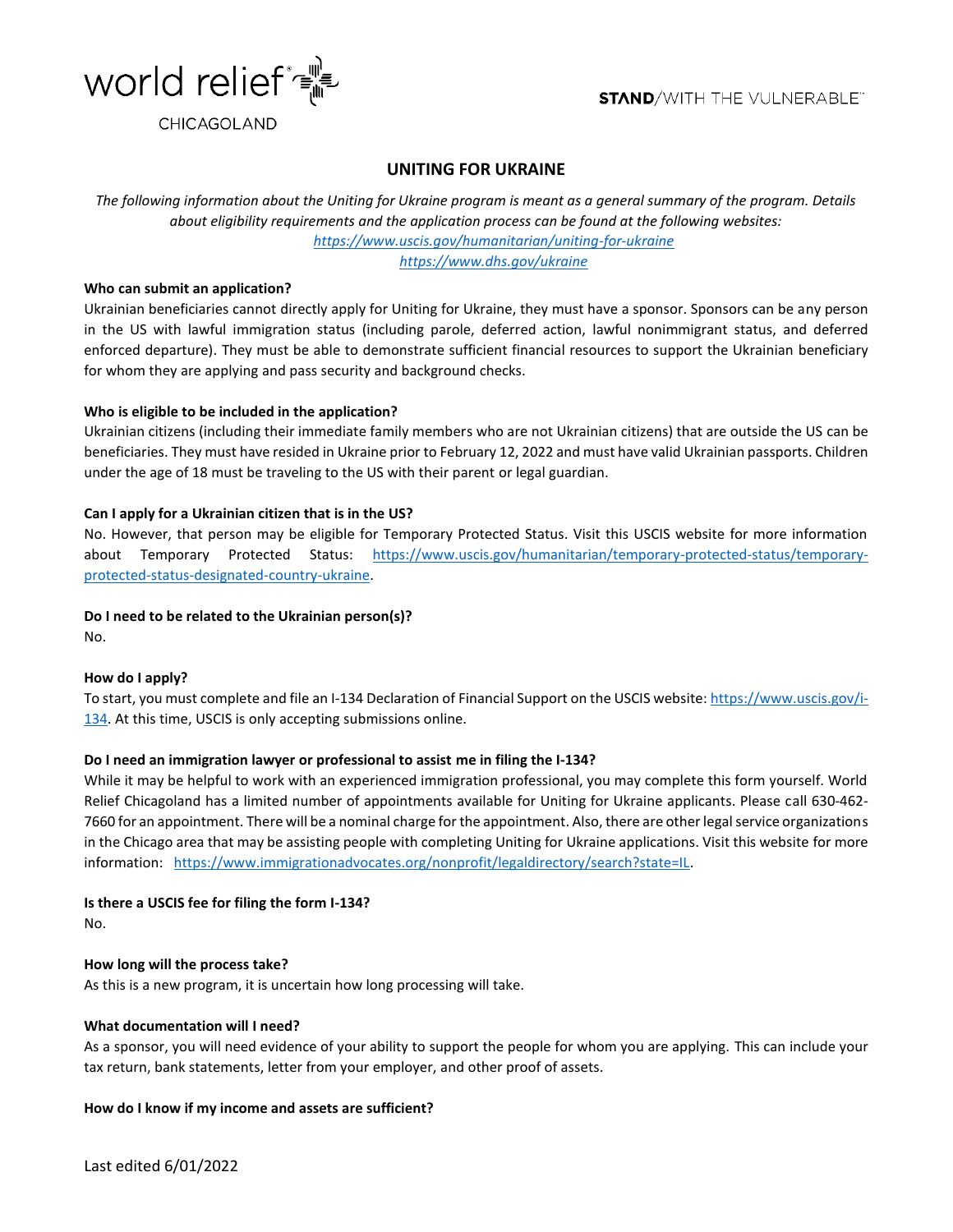world relief CHICAGOLAND

**STAND**/WITH THE VULNERABLE

# UNITING FOR UKRAINE

*The following information about the Uniting for Ukraine program is meant as a general summary of the program. Details about eligibility requirements and the application process can be found at the following websites:*
*https://www.uscis.gov/humanitarian/uniting-for-ukraine*
*https://www.dhs.gov/ukraine*

**Who can submit an application?**

Ukrainian beneficiaries cannot directly apply for Uniting for Ukraine, they must have a sponsor. Sponsors can be any person in the US with lawful immigration status (including parole, deferred action, lawful nonimmigrant status, and deferred enforced departure). They must be able to demonstrate sufficient financial resources to support the Ukrainian beneficiary for whom they are applying and pass security and background checks.

**Who is eligible to be included in the application?**

Ukrainian citizens (including their immediate family members who are not Ukrainian citizens) that are outside the US can be beneficiaries. They must have resided in Ukraine prior to February 12, 2022 and must have valid Ukrainian passports. Children under the age of 18 must be traveling to the US with their parent or legal guardian.

**Can I apply for a Ukrainian citizen that is in the US?**

No. However, that person may be eligible for Temporary Protected Status. Visit this USCIS website for more information about Temporary Protected Status: https://www.uscis.gov/humanitarian/temporary-protected-status/temporary-protected-status-designated-country-ukraine.

**Do I need to be related to the Ukrainian person(s)?**

No.

**How do I apply?**

To start, you must complete and file an I-134 Declaration of Financial Support on the USCIS website: https://www.uscis.gov/i-134. At this time, USCIS is only accepting submissions online.

**Do I need an immigration lawyer or professional to assist me in filing the I-134?**

While it may be helpful to work with an experienced immigration professional, you may complete this form yourself. World Relief Chicagoland has a limited number of appointments available for Uniting for Ukraine applicants. Please call 630-462-7660 for an appointment. There will be a nominal charge for the appointment. Also, there are other legal service organizations in the Chicago area that may be assisting people with completing Uniting for Ukraine applications. Visit this website for more information: https://www.immigrationadvocates.org/nonprofit/legaldirectory/search?state=IL.

**Is there a USCIS fee for filing the form I-134?**

No.

**How long will the process take?**

As this is a new program, it is uncertain how long processing will take.

**What documentation will I need?**

As a sponsor, you will need evidence of your ability to support the people for whom you are applying. This can include your tax return, bank statements, letter from your employer, and other proof of assets.

**How do I know if my income and assets are sufficient?**

Last edited 6/01/2022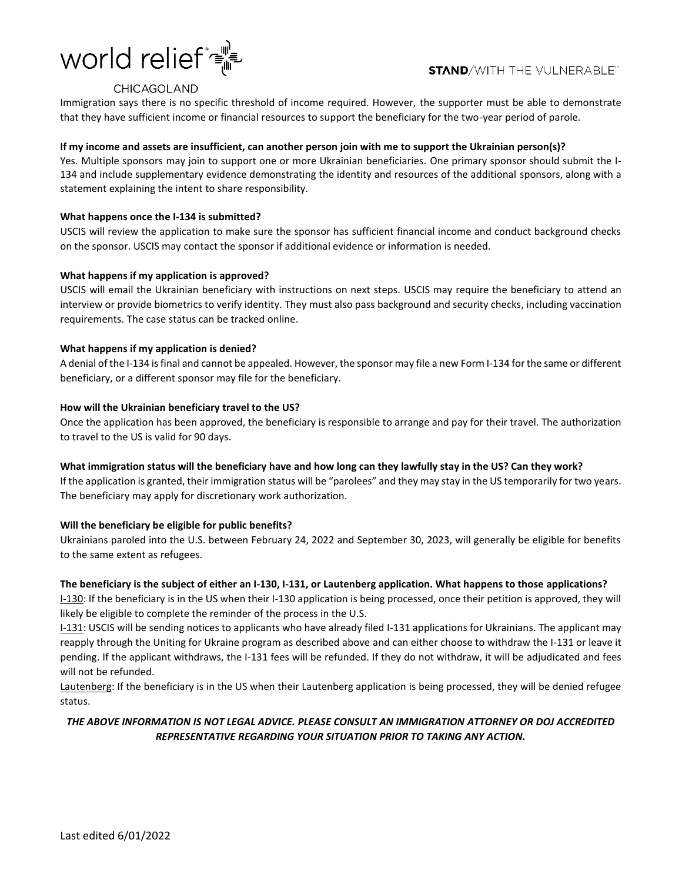Immigration says there is no specific threshold of income required. However, the supporter must be able to demonstrate that they have sufficient income or financial resources to support the beneficiary for the two-year period of parole.

**If my income and assets are insufficient, can another person join with me to support the Ukrainian person(s)?**

Yes. Multiple sponsors may join to support one or more Ukrainian beneficiaries. One primary sponsor should submit the I-134 and include supplementary evidence demonstrating the identity and resources of the additional sponsors, along with a statement explaining the intent to share responsibility.

**What happens once the I-134 is submitted?**

USCIS will review the application to make sure the sponsor has sufficient financial income and conduct background checks on the sponsor. USCIS may contact the sponsor if additional evidence or information is needed.

**What happens if my application is approved?**

USCIS will email the Ukrainian beneficiary with instructions on next steps. USCIS may require the beneficiary to attend an interview or provide biometrics to verify identity. They must also pass background and security checks, including vaccination requirements. The case status can be tracked online.

**What happens if my application is denied?**

A denial of the I-134 is final and cannot be appealed. However, the sponsor may file a new Form I-134 for the same or different beneficiary, or a different sponsor may file for the beneficiary.

**How will the Ukrainian beneficiary travel to the US?**

Once the application has been approved, the beneficiary is responsible to arrange and pay for their travel. The authorization to travel to the US is valid for 90 days.

**What immigration status will the beneficiary have and how long can they lawfully stay in the US? Can they work?**

If the application is granted, their immigration status will be "parolees" and they may stay in the US temporarily for two years. The beneficiary may apply for discretionary work authorization.

**Will the beneficiary be eligible for public benefits?**

Ukrainians paroled into the U.S. between February 24, 2022 and September 30, 2023, will generally be eligible for benefits to the same extent as refugees.

**The beneficiary is the subject of either an I-130, I-131, or Lautenberg application. What happens to those applications?**

I-130: If the beneficiary is in the US when their I-130 application is being processed, once their petition is approved, they will likely be eligible to complete the reminder of the process in the U.S.

I-131: USCIS will be sending notices to applicants who have already filed I-131 applications for Ukrainians. The applicant may reapply through the Uniting for Ukraine program as described above and can either choose to withdraw the I-131 or leave it pending. If the applicant withdraws, the I-131 fees will be refunded. If they do not withdraw, it will be adjudicated and fees will not be refunded.

Lautenberg: If the beneficiary is in the US when their Lautenberg application is being processed, they will be denied refugee status.

***THE ABOVE INFORMATION IS NOT LEGAL ADVICE. PLEASE CONSULT AN IMMIGRATION ATTORNEY OR DOJ ACCREDITED REPRESENTATIVE REGARDING YOUR SITUATION PRIOR TO TAKING ANY ACTION.***

Last edited 6/01/2022